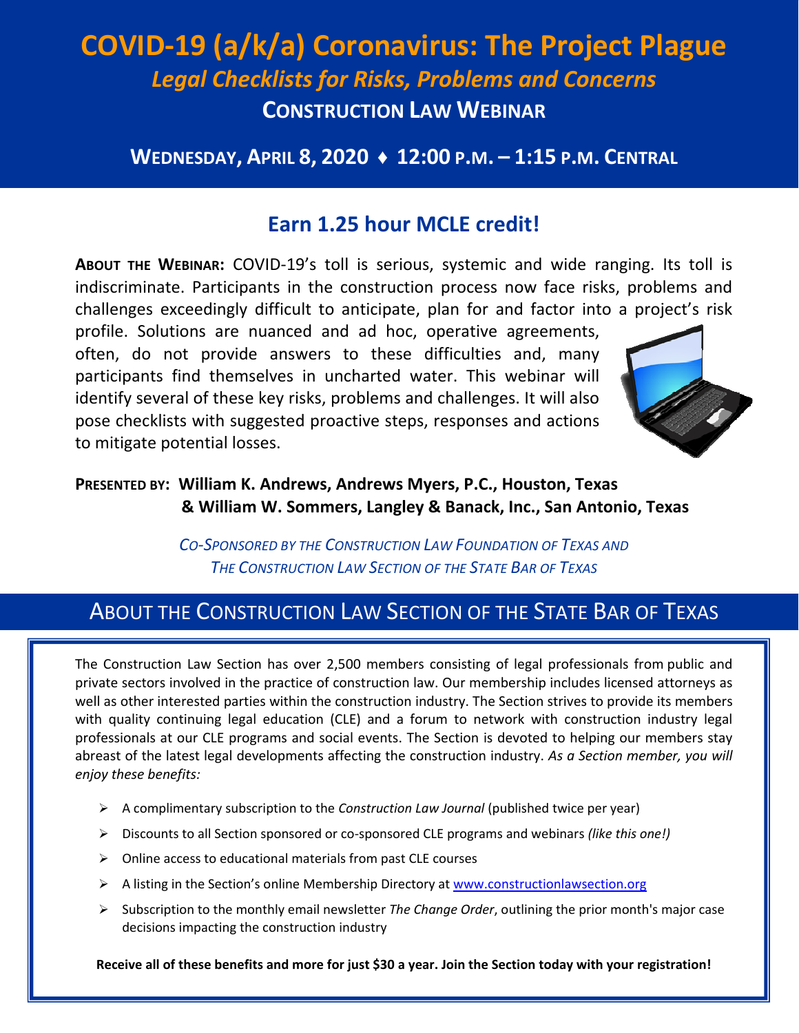# COVID-19 (a/k/a) Coronavirus: The Project Plague

## *Legal Checklists for Risks, Problems and Concerns*

### CONSTRUCTION LAW WEBINAR

**WEDNESDAY, APRIL 8, 2020 ♦ 12:00 P.M. – 1:15 P.M. CENTRAL**

## Earn 1.25 hour MCLE credit!

**ABOUT THE WEBINAR:** COVID-19's toll is serious, systemic and wide ranging. Its toll is indiscriminate. Participants in the construction process now face risks, problems and challenges exceedingly difficult to anticipate, plan for and factor into a project's risk profile. Solutions are nuanced and ad hoc, operative agreements, often, do not provide answers to these difficulties and, many participants find themselves in uncharted water. This webinar will identify several of these key risks, problems and challenges. It will also pose checklists with suggested proactive steps, responses and actions to mitigate potential losses.

**PRESENTED BY: William K. Andrews, Andrews Myers, P.C., Houston, Texas & William W. Sommers, Langley & Banack, Inc., San Antonio, Texas**

*CO-SPONSORED BY THE CONSTRUCTION LAW FOUNDATION OF TEXAS AND THE CONSTRUCTION LAW SECTION OF THE STATE BAR OF TEXAS*

## ABOUT THE CONSTRUCTION LAW SECTION OF THE STATE BAR OF TEXAS

The Construction Law Section has over 2,500 members consisting of legal professionals from public and private sectors involved in the practice of construction law. Our membership includes licensed attorneys as well as other interested parties within the construction industry. The Section strives to provide its members with quality continuing legal education (CLE) and a forum to network with construction industry legal professionals at our CLE programs and social events. The Section is devoted to helping our members stay abreast of the latest legal developments affecting the construction industry. *As a Section member, you will enjoy these benefits:*

- A complimentary subscription to the *Construction Law Journal* (published twice per year)
- Discounts to all Section sponsored or co-sponsored CLE programs and webinars *(like this one!)*
- Online access to educational materials from past CLE courses
- A listing in the Section's online Membership Directory at www.constructionlawsection.org
- Subscription to the monthly email newsletter *The Change Order*, outlining the prior month's major case decisions impacting the construction industry

**Receive all of these benefits and more for just $30 a year. Join the Section today with your registration!**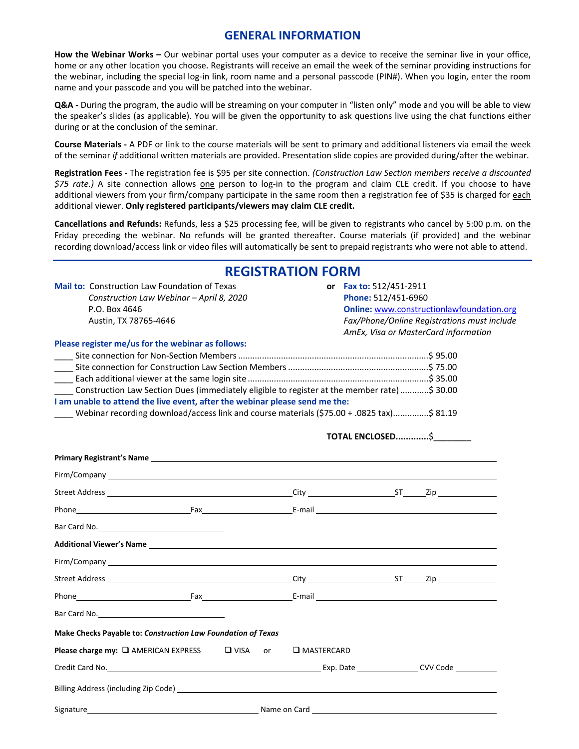## GENERAL INFORMATION

**How the Webinar Works –** Our webinar portal uses your computer as a device to receive the seminar live in your office, home or any other location you choose. Registrants will receive an email the week of the seminar providing instructions for the webinar, including the special log-in link, room name and a personal passcode (PIN#). When you login, enter the room name and your passcode and you will be patched into the webinar.

**Q&A -** During the program, the audio will be streaming on your computer in "listen only" mode and you will be able to view the speaker's slides (as applicable). You will be given the opportunity to ask questions live using the chat functions either during or at the conclusion of the seminar.

**Course Materials -** A PDF or link to the course materials will be sent to primary and additional listeners via email the week of the seminar *if* additional written materials are provided. Presentation slide copies are provided during/after the webinar.

**Registration Fees -** The registration fee is $95 per site connection. *(Construction Law Section members receive a discounted $75 rate.)* A site connection allows one person to log-in to the program and claim CLE credit. If you choose to have additional viewers from your firm/company participate in the same room then a registration fee of $35 is charged for each additional viewer. **Only registered participants/viewers may claim CLE credit.**

**Cancellations and Refunds:** Refunds, less a $25 processing fee, will be given to registrants who cancel by 5:00 p.m. on the Friday preceding the webinar. No refunds will be granted thereafter. Course materials (if provided) and the webinar recording download/access link or video files will automatically be sent to prepaid registrants who were not able to attend.

## REGISTRATION FORM

**Mail to:** Construction Law Foundation of Texas
*Construction Law Webinar – April 8, 2020*
P.O. Box 4646
Austin, TX 78765-4646

**or** **Fax to:** 512/451-2911
**Phone:** 512/451-6960
**Online:** www.constructionlawfoundation.org
*Fax/Phone/Online Registrations must include AmEx, Visa or MasterCard information*

**Please register me/us for the webinar as follows:**

____ Site connection for Non-Section Members ........................................$ 95.00
____ Site connection for Construction Law Section Members ........................................$ 75.00
____ Each additional viewer at the same login site ........................................$ 35.00
____ Construction Law Section Dues (immediately eligible to register at the member rate) ............$ 30.00

**I am unable to attend the live event, after the webinar please send me the:**

____ Webinar recording download/access link and course materials ($75.00 + .0825 tax)...............$ 81.19

**TOTAL ENCLOSED.............**$________

**Primary Registrant's Name** ____________________

Firm/Company ____________________

Street Address ____________________ City ____________ ST _____ Zip ________

Phone ____________ Fax ____________ E-mail ____________________

Bar Card No. ____________________

**Additional Viewer's Name** ____________________

Firm/Company ____________________

Street Address ____________________ City ____________ ST _____ Zip ________

Phone ____________ Fax ____________ E-mail ____________________

Bar Card No. ____________________

**Make Checks Payable to:** ***Construction Law Foundation of Texas***

**Please charge my:** ❑ AMERICAN EXPRESS ❑ VISA or ❑ MASTERCARD

Credit Card No. ____________________ Exp. Date ____________ CVV Code ________

Billing Address (including Zip Code) ____________________

Signature ____________________ Name on Card ____________________